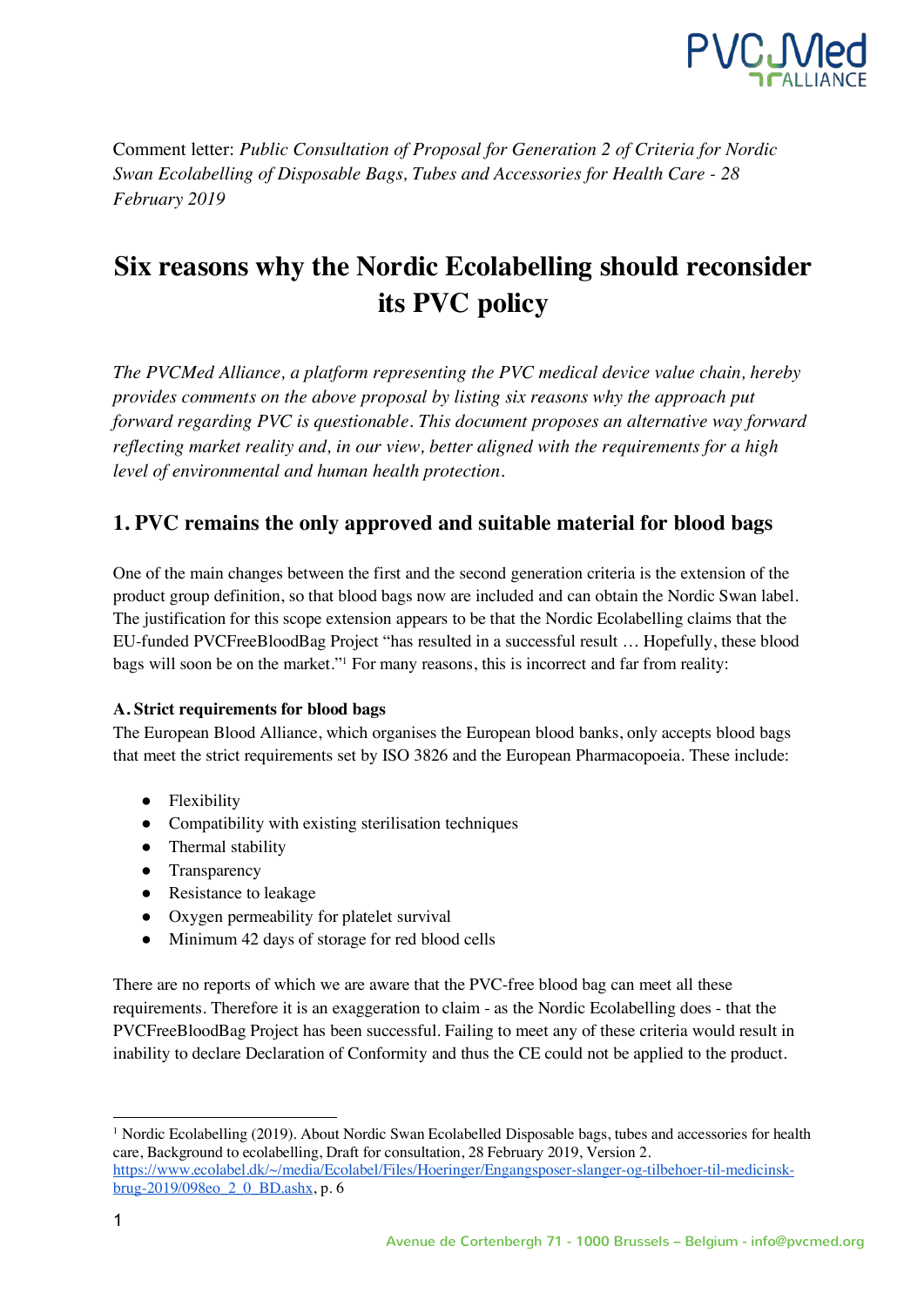Comment letter: *Public Consultation of Proposal for Generation 2 of Criteria for Nordic Swan Ecolabelling of Disposable Bags, Tubes and Accessories for Health Care - 28 February 2019*

# Six reasons why the Nordic Ecolabelling should reconsider its PVC policy

*The PVCMed Alliance, a platform representing the PVC medical device value chain, hereby provides comments on the above proposal by listing six reasons why the approach put forward regarding PVC is questionable. This document proposes an alternative way forward reflecting market reality and, in our view, better aligned with the requirements for a high level of environmental and human health protection.*

## 1. PVC remains the only approved and suitable material for blood bags

One of the main changes between the first and the second generation criteria is the extension of the product group definition, so that blood bags now are included and can obtain the Nordic Swan label. The justification for this scope extension appears to be that the Nordic Ecolabelling claims that the EU-funded PVCFreeBloodBag Project "has resulted in a successful result … Hopefully, these blood bags will soon be on the market."[1] For many reasons, this is incorrect and far from reality:

**A. Strict requirements for blood bags**

The European Blood Alliance, which organises the European blood banks, only accepts blood bags that meet the strict requirements set by ISO 3826 and the European Pharmacopoeia. These include:

- Flexibility
- Compatibility with existing sterilisation techniques
- Thermal stability
- Transparency
- Resistance to leakage
- Oxygen permeability for platelet survival
- Minimum 42 days of storage for red blood cells

There are no reports of which we are aware that the PVC-free blood bag can meet all these requirements. Therefore it is an exaggeration to claim - as the Nordic Ecolabelling does - that the PVCFreeBloodBag Project has been successful. Failing to meet any of these criteria would result in inability to declare Declaration of Conformity and thus the CE could not be applied to the product.

[1] Nordic Ecolabelling (2019). About Nordic Swan Ecolabelled Disposable bags, tubes and accessories for health care, Background to ecolabelling, Draft for consultation, 28 February 2019, Version 2. https://www.ecolabel.dk/~/media/Ecolabel/Files/Hoeringer/Engangsposer-slanger-og-tilbehoer-til-medicinsk-brug-2019/098eo_2_0_BD.ashx, p. 6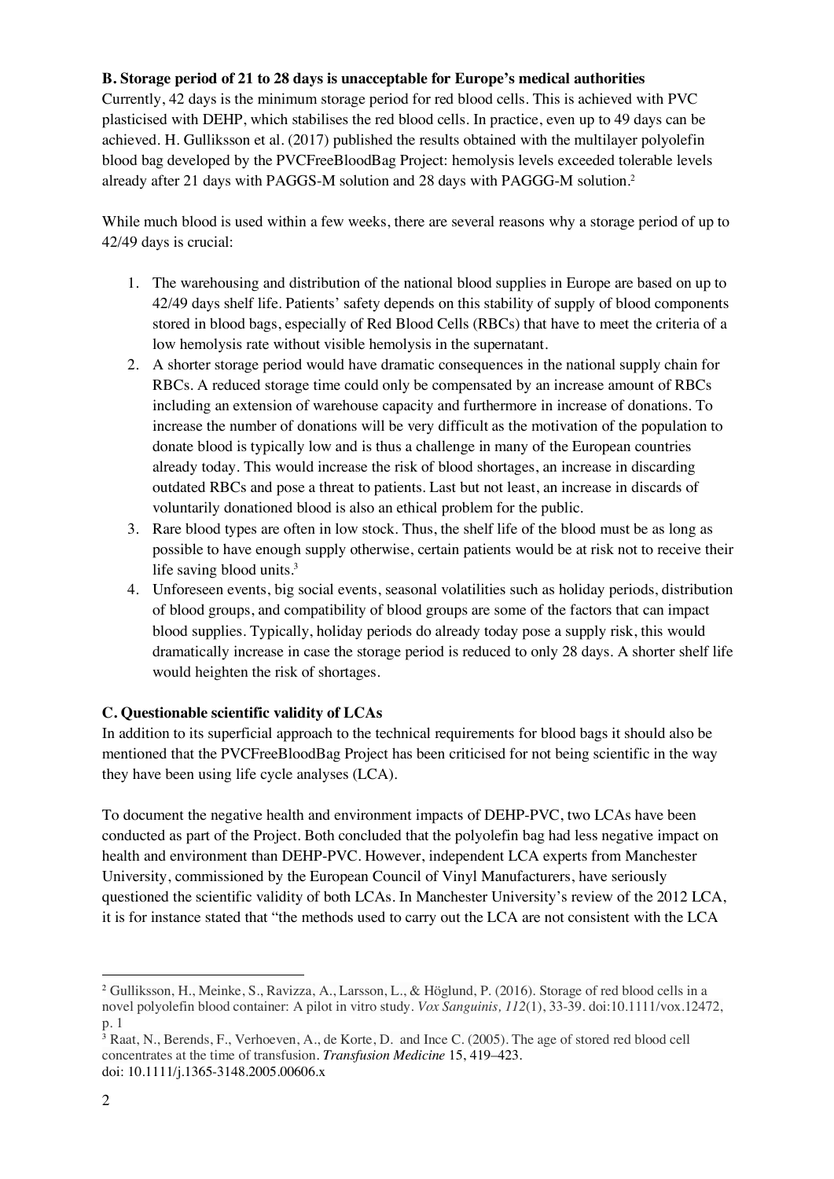**B. Storage period of 21 to 28 days is unacceptable for Europe's medical authorities**

Currently, 42 days is the minimum storage period for red blood cells. This is achieved with PVC plasticised with DEHP, which stabilises the red blood cells. In practice, even up to 49 days can be achieved. H. Gulliksson et al. (2017) published the results obtained with the multilayer polyolefin blood bag developed by the PVCFreeBloodBag Project: hemolysis levels exceeded tolerable levels already after 21 days with PAGGS-M solution and 28 days with PAGGG-M solution.[2]

While much blood is used within a few weeks, there are several reasons why a storage period of up to 42/49 days is crucial:

1. The warehousing and distribution of the national blood supplies in Europe are based on up to 42/49 days shelf life. Patients' safety depends on this stability of supply of blood components stored in blood bags, especially of Red Blood Cells (RBCs) that have to meet the criteria of a low hemolysis rate without visible hemolysis in the supernatant.
2. A shorter storage period would have dramatic consequences in the national supply chain for RBCs. A reduced storage time could only be compensated by an increase amount of RBCs including an extension of warehouse capacity and furthermore in increase of donations. To increase the number of donations will be very difficult as the motivation of the population to donate blood is typically low and is thus a challenge in many of the European countries already today. This would increase the risk of blood shortages, an increase in discarding outdated RBCs and pose a threat to patients. Last but not least, an increase in discards of voluntarily donationed blood is also an ethical problem for the public.
3. Rare blood types are often in low stock. Thus, the shelf life of the blood must be as long as possible to have enough supply otherwise, certain patients would be at risk not to receive their life saving blood units.[3]
4. Unforeseen events, big social events, seasonal volatilities such as holiday periods, distribution of blood groups, and compatibility of blood groups are some of the factors that can impact blood supplies. Typically, holiday periods do already today pose a supply risk, this would dramatically increase in case the storage period is reduced to only 28 days. A shorter shelf life would heighten the risk of shortages.

**C. Questionable scientific validity of LCAs**

In addition to its superficial approach to the technical requirements for blood bags it should also be mentioned that the PVCFreeBloodBag Project has been criticised for not being scientific in the way they have been using life cycle analyses (LCA).

To document the negative health and environment impacts of DEHP-PVC, two LCAs have been conducted as part of the Project. Both concluded that the polyolefin bag had less negative impact on health and environment than DEHP-PVC. However, independent LCA experts from Manchester University, commissioned by the European Council of Vinyl Manufacturers, have seriously questioned the scientific validity of both LCAs. In Manchester University's review of the 2012 LCA, it is for instance stated that "the methods used to carry out the LCA are not consistent with the LCA

[2] Gulliksson, H., Meinke, S., Ravizza, A., Larsson, L., & Höglund, P. (2016). Storage of red blood cells in a novel polyolefin blood container: A pilot in vitro study. *Vox Sanguinis, 112*(1), 33-39. doi:10.1111/vox.12472, p. 1

[3] Raat, N., Berends, F., Verhoeven, A., de Korte, D. and Ince C. (2005). The age of stored red blood cell concentrates at the time of transfusion. *Transfusion Medicine* 15, 419–423. doi: 10.1111/j.1365-3148.2005.00606.x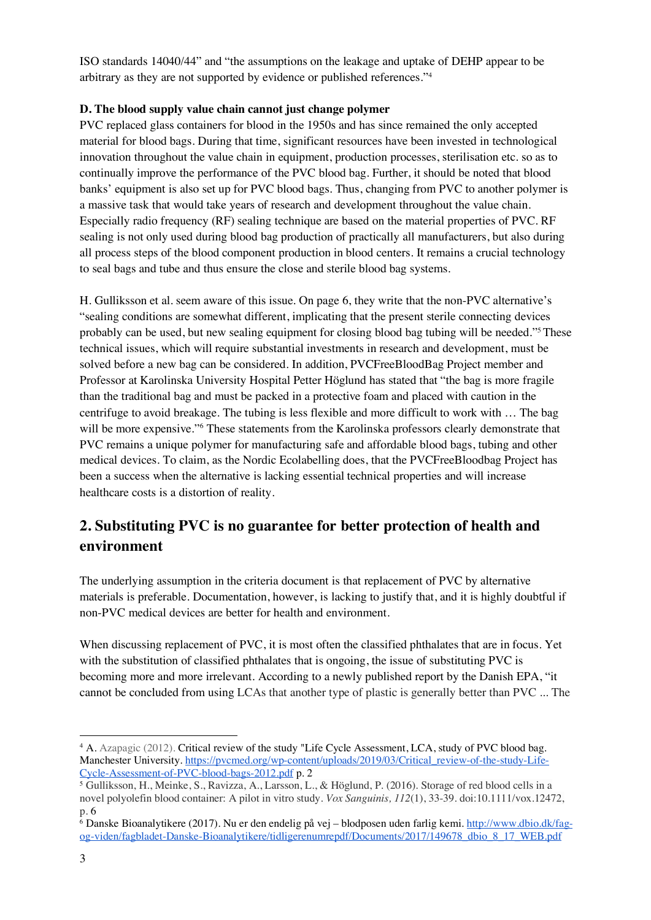ISO standards 14040/44" and "the assumptions on the leakage and uptake of DEHP appear to be arbitrary as they are not supported by evidence or published references."[4]

**D. The blood supply value chain cannot just change polymer**

PVC replaced glass containers for blood in the 1950s and has since remained the only accepted material for blood bags. During that time, significant resources have been invested in technological innovation throughout the value chain in equipment, production processes, sterilisation etc. so as to continually improve the performance of the PVC blood bag. Further, it should be noted that blood banks' equipment is also set up for PVC blood bags. Thus, changing from PVC to another polymer is a massive task that would take years of research and development throughout the value chain. Especially radio frequency (RF) sealing technique are based on the material properties of PVC. RF sealing is not only used during blood bag production of practically all manufacturers, but also during all process steps of the blood component production in blood centers. It remains a crucial technology to seal bags and tube and thus ensure the close and sterile blood bag systems.

H. Gulliksson et al. seem aware of this issue. On page 6, they write that the non-PVC alternative's "sealing conditions are somewhat different, implicating that the present sterile connecting devices probably can be used, but new sealing equipment for closing blood bag tubing will be needed."[5] These technical issues, which will require substantial investments in research and development, must be solved before a new bag can be considered. In addition, PVCFreeBloodBag Project member and Professor at Karolinska University Hospital Petter Höglund has stated that "the bag is more fragile than the traditional bag and must be packed in a protective foam and placed with caution in the centrifuge to avoid breakage. The tubing is less flexible and more difficult to work with … The bag will be more expensive."[6] These statements from the Karolinska professors clearly demonstrate that PVC remains a unique polymer for manufacturing safe and affordable blood bags, tubing and other medical devices. To claim, as the Nordic Ecolabelling does, that the PVCFreeBloodbag Project has been a success when the alternative is lacking essential technical properties and will increase healthcare costs is a distortion of reality.

## 2. Substituting PVC is no guarantee for better protection of health and environment

The underlying assumption in the criteria document is that replacement of PVC by alternative materials is preferable. Documentation, however, is lacking to justify that, and it is highly doubtful if non-PVC medical devices are better for health and environment.

When discussing replacement of PVC, it is most often the classified phthalates that are in focus. Yet with the substitution of classified phthalates that is ongoing, the issue of substituting PVC is becoming more and more irrelevant. According to a newly published report by the Danish EPA, "it cannot be concluded from using LCAs that another type of plastic is generally better than PVC ... The

---

[4] A. Azapagic (2012). Critical review of the study "Life Cycle Assessment, LCA, study of PVC blood bag. Manchester University. https://pvcmed.org/wp-content/uploads/2019/03/Critical_review-of-the-study-Life-Cycle-Assessment-of-PVC-blood-bags-2012.pdf p. 2

[5] Gulliksson, H., Meinke, S., Ravizza, A., Larsson, L., & Höglund, P. (2016). Storage of red blood cells in a novel polyolefin blood container: A pilot in vitro study. *Vox Sanguinis, 112*(1), 33-39. doi:10.1111/vox.12472, p. 6

[6] Danske Bioanalytikere (2017). Nu er den endelig på vej – blodposen uden farlig kemi. http://www.dbio.dk/fag-og-viden/fagbladet-Danske-Bioanalytikere/tidligerenumrepdf/Documents/2017/149678_dbio_8_17_WEB.pdf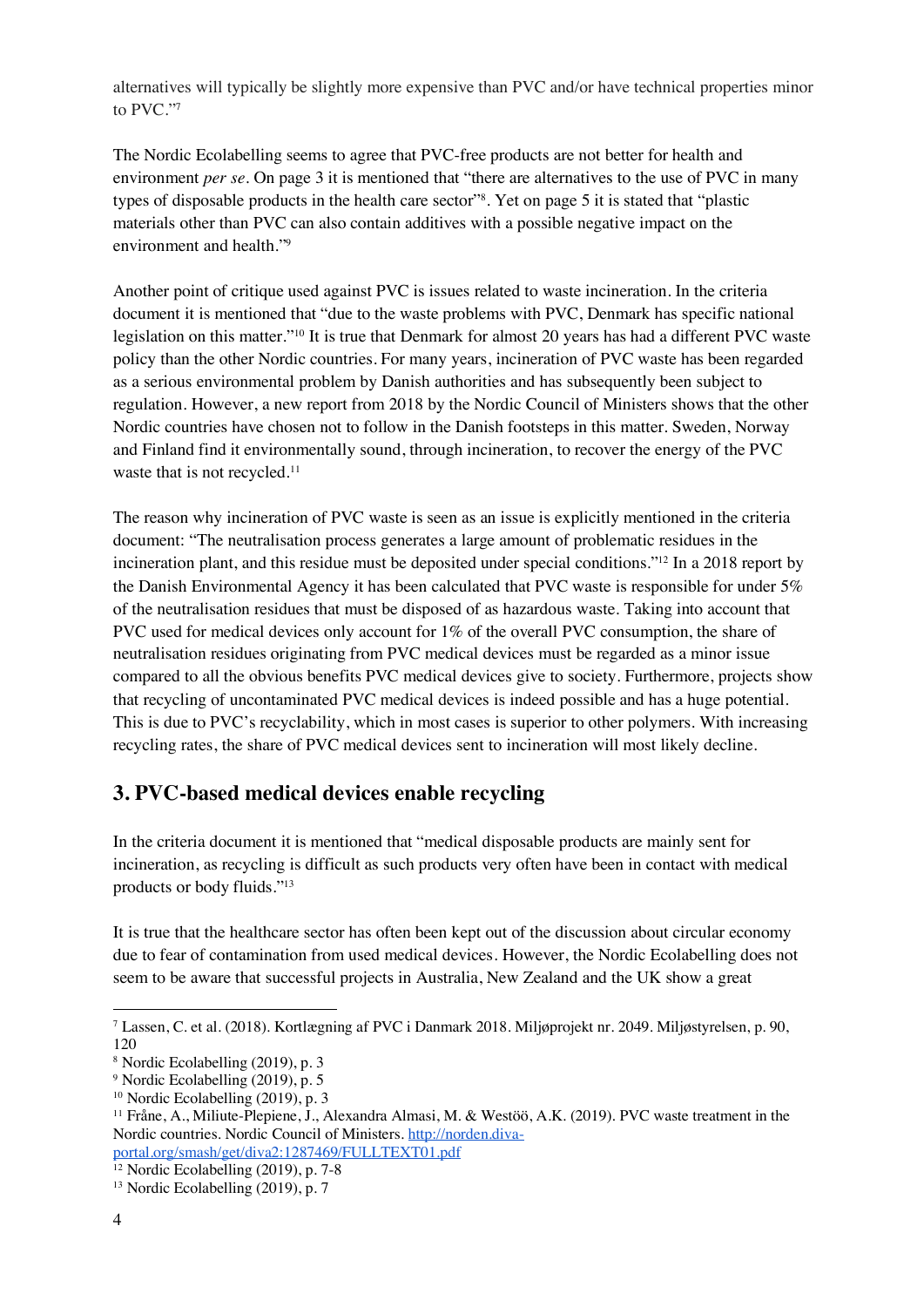alternatives will typically be slightly more expensive than PVC and/or have technical properties minor to PVC."[7]

The Nordic Ecolabelling seems to agree that PVC-free products are not better for health and environment *per se*. On page 3 it is mentioned that "there are alternatives to the use of PVC in many types of disposable products in the health care sector"[8]. Yet on page 5 it is stated that "plastic materials other than PVC can also contain additives with a possible negative impact on the environment and health."[9]

Another point of critique used against PVC is issues related to waste incineration. In the criteria document it is mentioned that "due to the waste problems with PVC, Denmark has specific national legislation on this matter."[10] It is true that Denmark for almost 20 years has had a different PVC waste policy than the other Nordic countries. For many years, incineration of PVC waste has been regarded as a serious environmental problem by Danish authorities and has subsequently been subject to regulation. However, a new report from 2018 by the Nordic Council of Ministers shows that the other Nordic countries have chosen not to follow in the Danish footsteps in this matter. Sweden, Norway and Finland find it environmentally sound, through incineration, to recover the energy of the PVC waste that is not recycled.[11]

The reason why incineration of PVC waste is seen as an issue is explicitly mentioned in the criteria document: "The neutralisation process generates a large amount of problematic residues in the incineration plant, and this residue must be deposited under special conditions."[12] In a 2018 report by the Danish Environmental Agency it has been calculated that PVC waste is responsible for under 5% of the neutralisation residues that must be disposed of as hazardous waste. Taking into account that PVC used for medical devices only account for 1% of the overall PVC consumption, the share of neutralisation residues originating from PVC medical devices must be regarded as a minor issue compared to all the obvious benefits PVC medical devices give to society. Furthermore, projects show that recycling of uncontaminated PVC medical devices is indeed possible and has a huge potential. This is due to PVC's recyclability, which in most cases is superior to other polymers. With increasing recycling rates, the share of PVC medical devices sent to incineration will most likely decline.

## 3. PVC-based medical devices enable recycling

In the criteria document it is mentioned that "medical disposable products are mainly sent for incineration, as recycling is difficult as such products very often have been in contact with medical products or body fluids."[13]

It is true that the healthcare sector has often been kept out of the discussion about circular economy due to fear of contamination from used medical devices. However, the Nordic Ecolabelling does not seem to be aware that successful projects in Australia, New Zealand and the UK show a great

---

[7] Lassen, C. et al. (2018). Kortlægning af PVC i Danmark 2018. Miljøprojekt nr. 2049. Miljøstyrelsen, p. 90, 120

[8] Nordic Ecolabelling (2019), p. 3

[9] Nordic Ecolabelling (2019), p. 5

[10] Nordic Ecolabelling (2019), p. 3

[11] Fråne, A., Miliute-Plepiene, J., Alexandra Almasi, M. & Westöö, A.K. (2019). PVC waste treatment in the Nordic countries. Nordic Council of Ministers. http://norden.diva-portal.org/smash/get/diva2:1287469/FULLTEXT01.pdf

[12] Nordic Ecolabelling (2019), p. 7-8

[13] Nordic Ecolabelling (2019), p. 7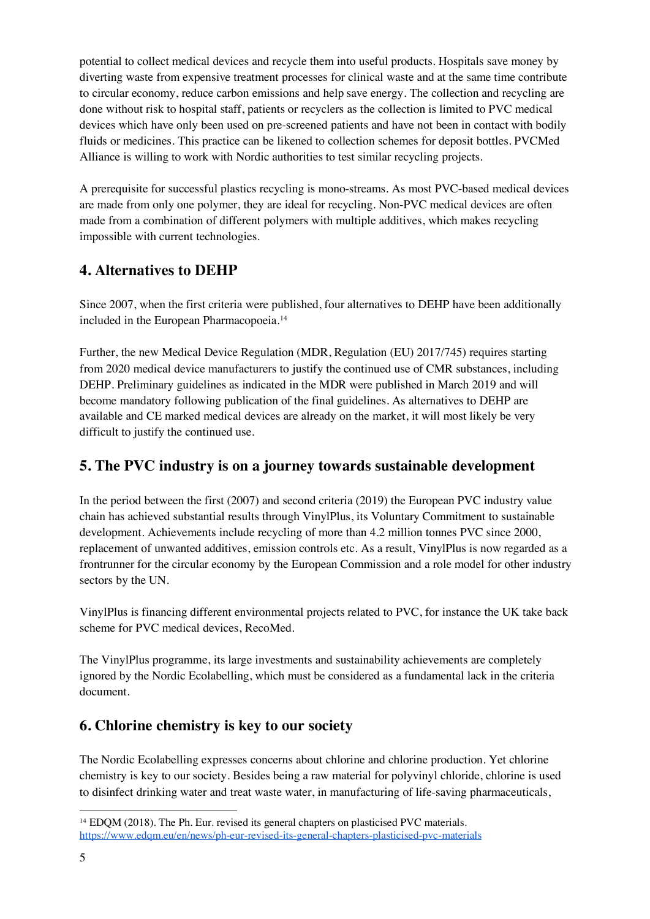potential to collect medical devices and recycle them into useful products. Hospitals save money by diverting waste from expensive treatment processes for clinical waste and at the same time contribute to circular economy, reduce carbon emissions and help save energy. The collection and recycling are done without risk to hospital staff, patients or recyclers as the collection is limited to PVC medical devices which have only been used on pre-screened patients and have not been in contact with bodily fluids or medicines. This practice can be likened to collection schemes for deposit bottles. PVCMed Alliance is willing to work with Nordic authorities to test similar recycling projects.

A prerequisite for successful plastics recycling is mono-streams. As most PVC-based medical devices are made from only one polymer, they are ideal for recycling. Non-PVC medical devices are often made from a combination of different polymers with multiple additives, which makes recycling impossible with current technologies.

## 4. Alternatives to DEHP

Since 2007, when the first criteria were published, four alternatives to DEHP have been additionally included in the European Pharmacopoeia.[14]

Further, the new Medical Device Regulation (MDR, Regulation (EU) 2017/745) requires starting from 2020 medical device manufacturers to justify the continued use of CMR substances, including DEHP. Preliminary guidelines as indicated in the MDR were published in March 2019 and will become mandatory following publication of the final guidelines. As alternatives to DEHP are available and CE marked medical devices are already on the market, it will most likely be very difficult to justify the continued use.

## 5. The PVC industry is on a journey towards sustainable development

In the period between the first (2007) and second criteria (2019) the European PVC industry value chain has achieved substantial results through VinylPlus, its Voluntary Commitment to sustainable development. Achievements include recycling of more than 4.2 million tonnes PVC since 2000, replacement of unwanted additives, emission controls etc. As a result, VinylPlus is now regarded as a frontrunner for the circular economy by the European Commission and a role model for other industry sectors by the UN.

VinylPlus is financing different environmental projects related to PVC, for instance the UK take back scheme for PVC medical devices, RecoMed.

The VinylPlus programme, its large investments and sustainability achievements are completely ignored by the Nordic Ecolabelling, which must be considered as a fundamental lack in the criteria document.

## 6. Chlorine chemistry is key to our society

The Nordic Ecolabelling expresses concerns about chlorine and chlorine production. Yet chlorine chemistry is key to our society. Besides being a raw material for polyvinyl chloride, chlorine is used to disinfect drinking water and treat waste water, in manufacturing of life-saving pharmaceuticals,

---

[14] EDQM (2018). The Ph. Eur. revised its general chapters on plasticised PVC materials. https://www.edqm.eu/en/news/ph-eur-revised-its-general-chapters-plasticised-pvc-materials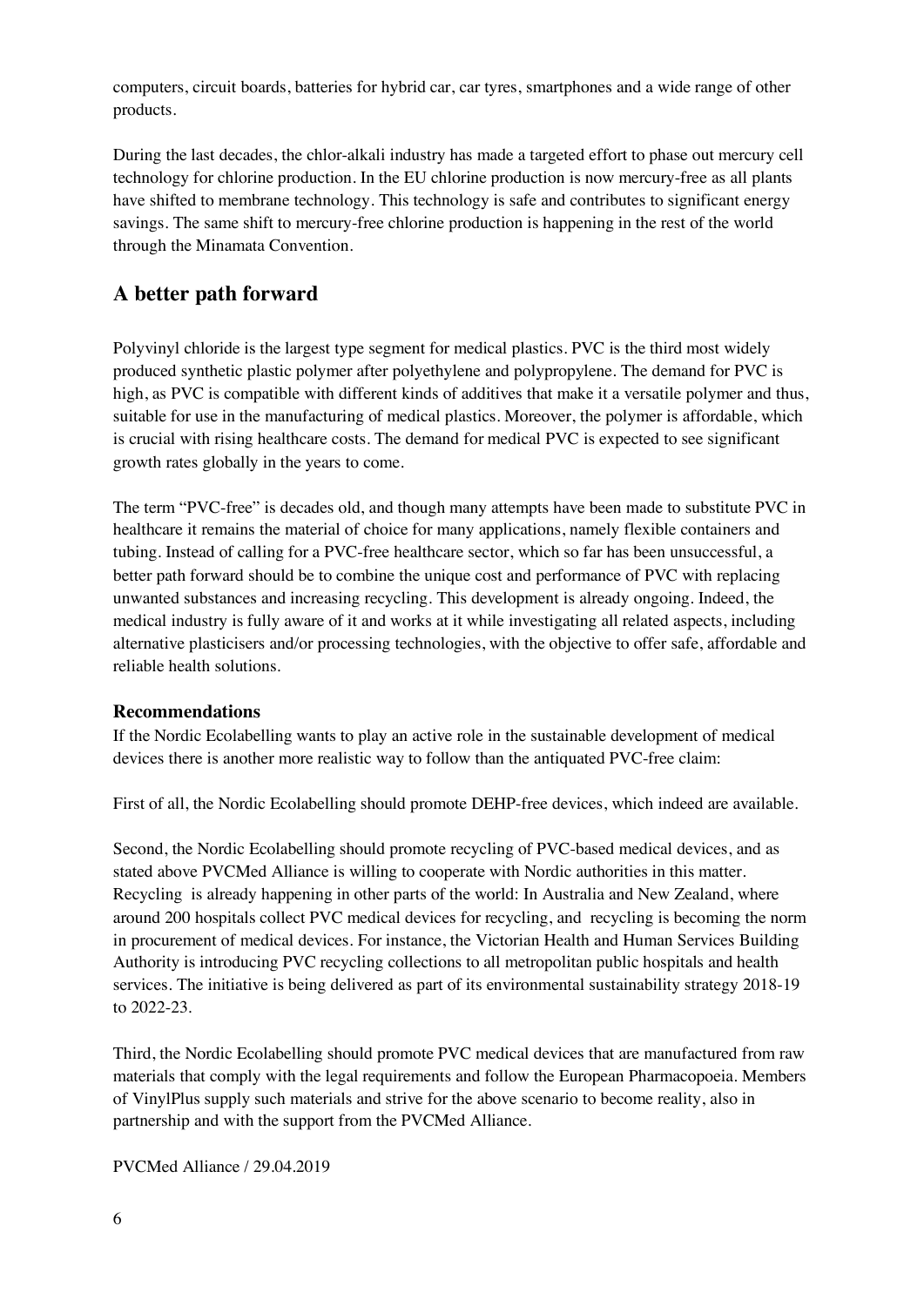computers, circuit boards, batteries for hybrid car, car tyres, smartphones and a wide range of other products.

During the last decades, the chlor-alkali industry has made a targeted effort to phase out mercury cell technology for chlorine production. In the EU chlorine production is now mercury-free as all plants have shifted to membrane technology. This technology is safe and contributes to significant energy savings. The same shift to mercury-free chlorine production is happening in the rest of the world through the Minamata Convention.

## A better path forward

Polyvinyl chloride is the largest type segment for medical plastics. PVC is the third most widely produced synthetic plastic polymer after polyethylene and polypropylene. The demand for PVC is high, as PVC is compatible with different kinds of additives that make it a versatile polymer and thus, suitable for use in the manufacturing of medical plastics. Moreover, the polymer is affordable, which is crucial with rising healthcare costs. The demand for medical PVC is expected to see significant growth rates globally in the years to come.

The term "PVC-free" is decades old, and though many attempts have been made to substitute PVC in healthcare it remains the material of choice for many applications, namely flexible containers and tubing. Instead of calling for a PVC-free healthcare sector, which so far has been unsuccessful, a better path forward should be to combine the unique cost and performance of PVC with replacing unwanted substances and increasing recycling. This development is already ongoing. Indeed, the medical industry is fully aware of it and works at it while investigating all related aspects, including alternative plasticisers and/or processing technologies, with the objective to offer safe, affordable and reliable health solutions.

### Recommendations

If the Nordic Ecolabelling wants to play an active role in the sustainable development of medical devices there is another more realistic way to follow than the antiquated PVC-free claim:

First of all, the Nordic Ecolabelling should promote DEHP-free devices, which indeed are available.

Second, the Nordic Ecolabelling should promote recycling of PVC-based medical devices, and as stated above PVCMed Alliance is willing to cooperate with Nordic authorities in this matter. Recycling is already happening in other parts of the world: In Australia and New Zealand, where around 200 hospitals collect PVC medical devices for recycling, and recycling is becoming the norm in procurement of medical devices. For instance, the Victorian Health and Human Services Building Authority is introducing PVC recycling collections to all metropolitan public hospitals and health services. The initiative is being delivered as part of its environmental sustainability strategy 2018-19 to 2022-23.

Third, the Nordic Ecolabelling should promote PVC medical devices that are manufactured from raw materials that comply with the legal requirements and follow the European Pharmacopoeia. Members of VinylPlus supply such materials and strive for the above scenario to become reality, also in partnership and with the support from the PVCMed Alliance.

PVCMed Alliance / 29.04.2019